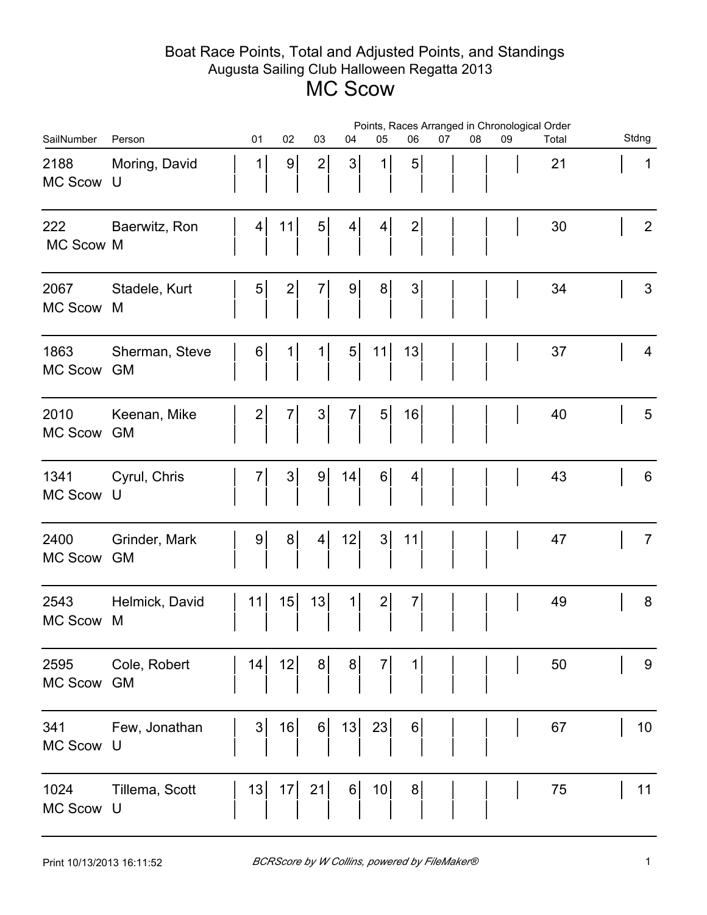# Boat Race Points, Total and Adjusted Points, and Standings

## Augusta Sailing Club Halloween Regatta 2013

# MC Scow

| SailNumber | Person | 01 | 02 | 03 | 04 | 05 | 06 | 07 | 08 | 09 | Total | Stdng |
|---|---|---|---|---|---|---|---|---|---|---|---|---|
| | | Points, Races Arranged in Chronological Order | | | | | | | | | | |
| 2188 MC Scow | Moring, David U | 1 | 9 | 2 | 3 | 1 | 5 | | | | 21 | 1 |
| 222 MC Scow | Baerwitz, Ron M | 4 | 11 | 5 | 4 | 4 | 2 | | | | 30 | 2 |
| 2067 MC Scow | Stadele, Kurt M | 5 | 2 | 7 | 9 | 8 | 3 | | | | 34 | 3 |
| 1863 MC Scow | Sherman, Steve GM | 6 | 1 | 1 | 5 | 11 | 13 | | | | 37 | 4 |
| 2010 MC Scow | Keenan, Mike GM | 2 | 7 | 3 | 7 | 5 | 16 | | | | 40 | 5 |
| 1341 MC Scow | Cyrul, Chris U | 7 | 3 | 9 | 14 | 6 | 4 | | | | 43 | 6 |
| 2400 MC Scow | Grinder, Mark GM | 9 | 8 | 4 | 12 | 3 | 11 | | | | 47 | 7 |
| 2543 MC Scow | Helmick, David M | 11 | 15 | 13 | 1 | 2 | 7 | | | | 49 | 8 |
| 2595 MC Scow | Cole, Robert GM | 14 | 12 | 8 | 8 | 7 | 1 | | | | 50 | 9 |
| 341 MC Scow | Few, Jonathan U | 3 | 16 | 6 | 13 | 23 | 6 | | | | 67 | 10 |
| 1024 MC Scow | Tillema, Scott U | 13 | 17 | 21 | 6 | 10 | 8 | | | | 75 | 11 |

Print 10/13/2013 16:11:52

*BCRScore by W Collins, powered by FileMaker®*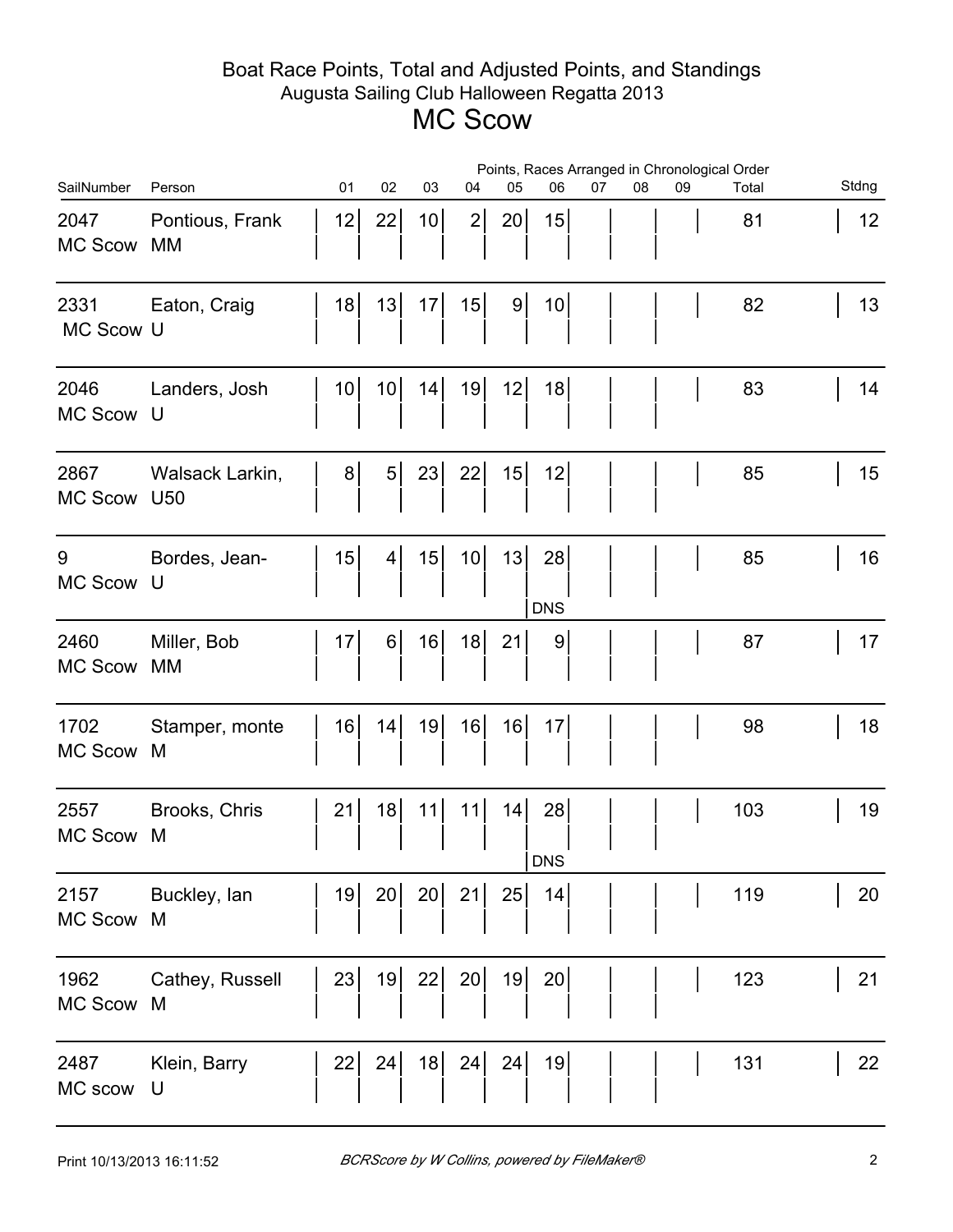# Boat Race Points, Total and Adjusted Points, and Standings

Augusta Sailing Club Halloween Regatta 2013

## MC Scow

| SailNumber | Person | 01 | 02 | 03 | 04 | 05 | 06 | 07 | 08 | 09 | Total | Stdng |
|---|---|---|---|---|---|---|---|---|---|---|---|---|
| 2047 MC Scow | Pontious, Frank MM | 12 | 22 | 10 | 2 | 20 | 15 | | | | 81 | 12 |
| 2331 MC Scow | Eaton, Craig U | 18 | 13 | 17 | 15 | 9 | 10 | | | | 82 | 13 |
| 2046 MC Scow | Landers, Josh U | 10 | 10 | 14 | 19 | 12 | 18 | | | | 83 | 14 |
| 2867 MC Scow | Walsack Larkin, U50 | 8 | 5 | 23 | 22 | 15 | 12 | | | | 85 | 15 |
| 9 MC Scow | Bordes, Jean- U | 15 | 4 | 15 | 10 | 13 | 28 DNS | | | | 85 | 16 |
| 2460 MC Scow | Miller, Bob MM | 17 | 6 | 16 | 18 | 21 | 9 | | | | 87 | 17 |
| 1702 MC Scow | Stamper, monte M | 16 | 14 | 19 | 16 | 16 | 17 | | | | 98 | 18 |
| 2557 MC Scow | Brooks, Chris M | 21 | 18 | 11 | 11 | 14 | 28 DNS | | | | 103 | 19 |
| 2157 MC Scow | Buckley, Ian M | 19 | 20 | 20 | 21 | 25 | 14 | | | | 119 | 20 |
| 1962 MC Scow | Cathey, Russell M | 23 | 19 | 22 | 20 | 19 | 20 | | | | 123 | 21 |
| 2487 MC scow | Klein, Barry U | 22 | 24 | 18 | 24 | 24 | 19 | | | | 131 | 22 |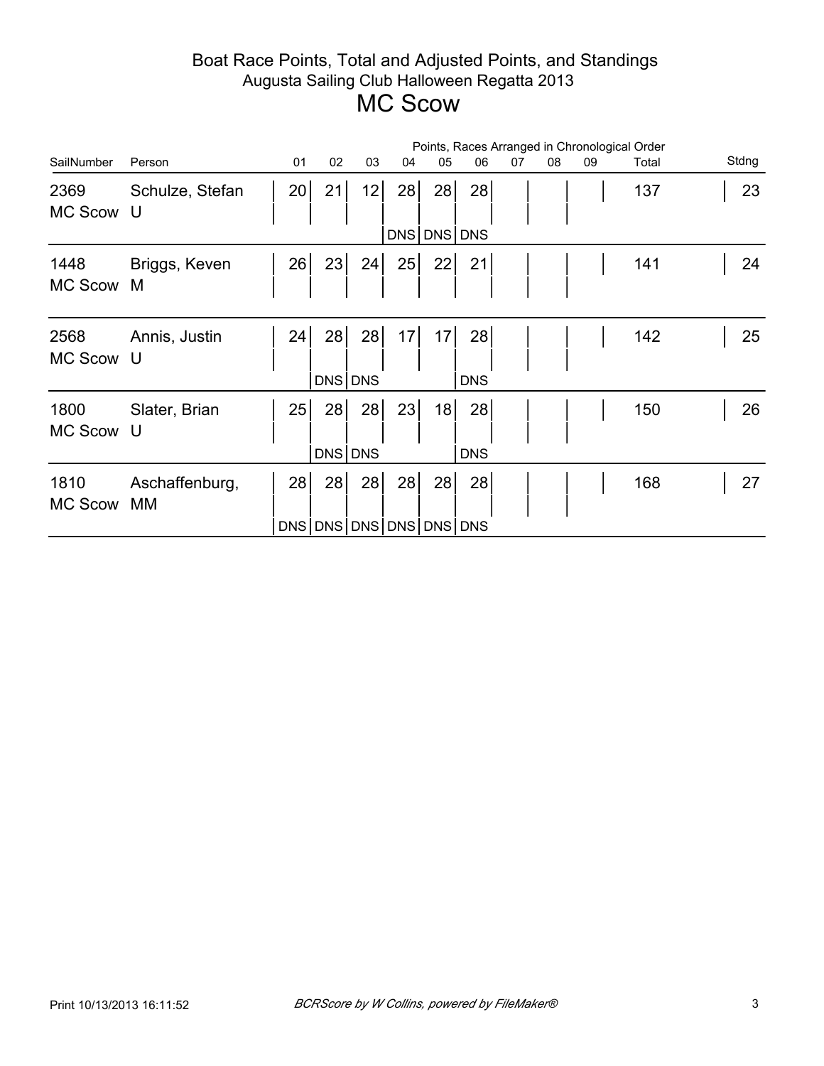# Boat Race Points, Total and Adjusted Points, and Standings

## Augusta Sailing Club Halloween Regatta 2013

# MC Scow

| SailNumber | Person | 01 | 02 | 03 | 04 | 05 | 06 | 07 | 08 | 09 | Total | Stdng |
|---|---|---|---|---|---|---|---|---|---|---|---|---|
| | | Points, Races Arranged in Chronological Order | | | | | | | | | | |
| 2369 MC Scow | Schulze, Stefan U | 20 | 21 | 12 | 28 DNS | 28 DNS | 28 DNS | | | | 137 | 23 |
| 1448 MC Scow | Briggs, Keven M | 26 | 23 | 24 | 25 | 22 | 21 | | | | 141 | 24 |
| 2568 MC Scow | Annis, Justin U | 24 | 28 DNS | 28 DNS | 17 | 17 | 28 DNS | | | | 142 | 25 |
| 1800 MC Scow | Slater, Brian U | 25 | 28 DNS | 28 DNS | 23 | 18 | 28 DNS | | | | 150 | 26 |
| 1810 MC Scow | Aschaffenburg, MM | 28 DNS | 28 DNS | 28 DNS | 28 DNS | 28 DNS | 28 DNS | | | | 168 | 27 |

Print 10/13/2013 16:11:52

*BCRScore by W Collins, powered by FileMaker®*